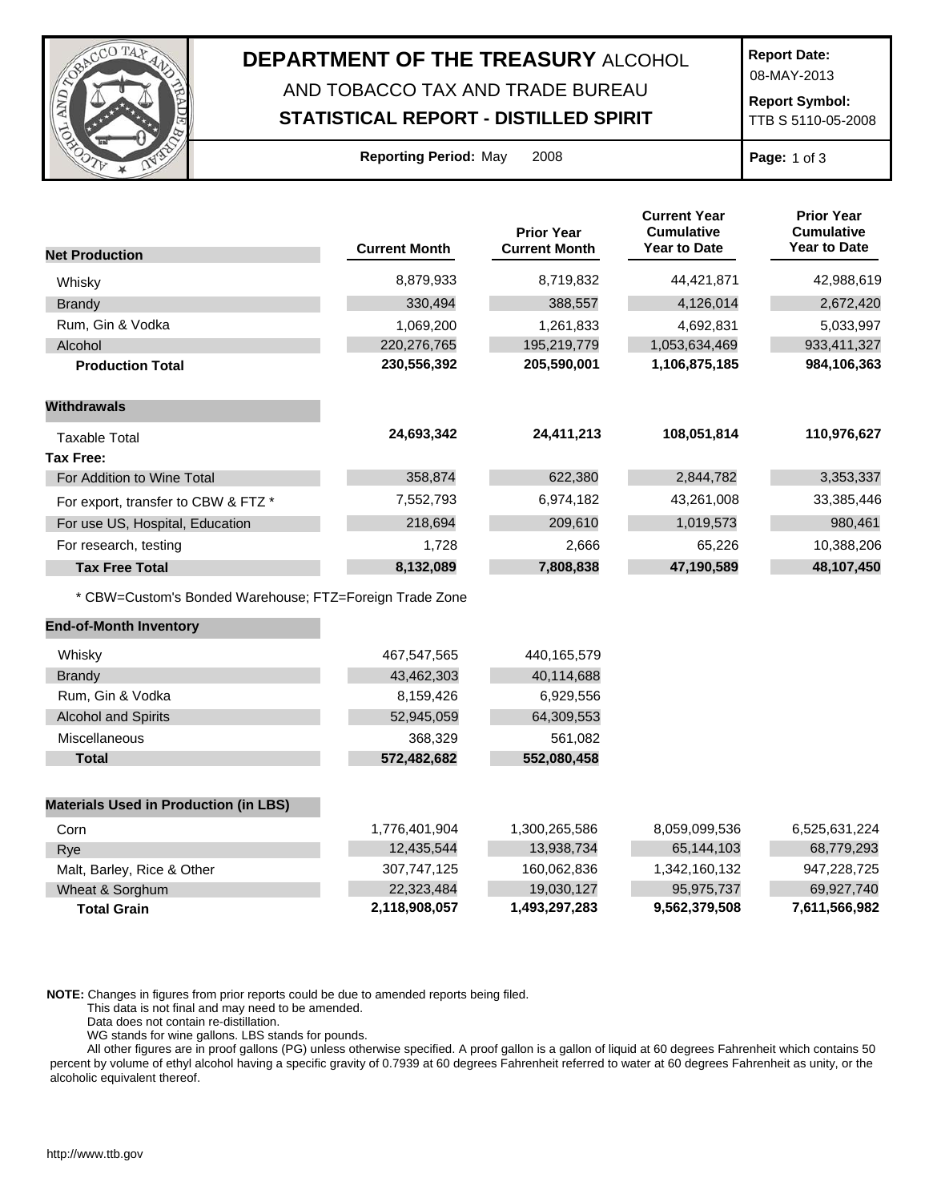# DEPARTMENT OF THE TREASURY ALCOHOL AND TOBACCO TAX AND TRADE BUREAU

## STATISTICAL REPORT - DISTILLED SPIRIT

**Report Date:** 08-MAY-2013

**Report Symbol:** TTB S 5110-05-2008

**Reporting Period:** May 2008

| Net Production | Current Month | Prior Year Current Month | Current Year Cumulative Year to Date | Prior Year Cumulative Year to Date |
|---|---|---|---|---|
| Whisky | 8,879,933 | 8,719,832 | 44,421,871 | 42,988,619 |
| Brandy | 330,494 | 388,557 | 4,126,014 | 2,672,420 |
| Rum, Gin & Vodka | 1,069,200 | 1,261,833 | 4,692,831 | 5,033,997 |
| Alcohol | 220,276,765 | 195,219,779 | 1,053,634,469 | 933,411,327 |
| **Production Total** | **230,556,392** | **205,590,001** | **1,106,875,185** | **984,106,363** |
| **Withdrawals** | | | | |
| Taxable Total | **24,693,342** | **24,411,213** | **108,051,814** | **110,976,627** |
| **Tax Free:** | | | | |
| For Addition to Wine Total | 358,874 | 622,380 | 2,844,782 | 3,353,337 |
| For export, transfer to CBW & FTZ * | 7,552,793 | 6,974,182 | 43,261,008 | 33,385,446 |
| For use US, Hospital, Education | 218,694 | 209,610 | 1,019,573 | 980,461 |
| For research, testing | 1,728 | 2,666 | 65,226 | 10,388,206 |
| **Tax Free Total** | **8,132,089** | **7,808,838** | **47,190,589** | **48,107,450** |

* CBW=Custom's Bonded Warehouse; FTZ=Foreign Trade Zone

| End-of-Month Inventory | Current Month | Prior Year Current Month |
|---|---|---|
| Whisky | 467,547,565 | 440,165,579 |
| Brandy | 43,462,303 | 40,114,688 |
| Rum, Gin & Vodka | 8,159,426 | 6,929,556 |
| Alcohol and Spirits | 52,945,059 | 64,309,553 |
| Miscellaneous | 368,329 | 561,082 |
| **Total** | **572,482,682** | **552,080,458** |

| Materials Used in Production (in LBS) | Current Month | Prior Year Current Month | Current Year Cumulative Year to Date | Prior Year Cumulative Year to Date |
|---|---|---|---|---|
| Corn | 1,776,401,904 | 1,300,265,586 | 8,059,099,536 | 6,525,631,224 |
| Rye | 12,435,544 | 13,938,734 | 65,144,103 | 68,779,293 |
| Malt, Barley, Rice & Other | 307,747,125 | 160,062,836 | 1,342,160,132 | 947,228,725 |
| Wheat & Sorghum | 22,323,484 | 19,030,127 | 95,975,737 | 69,927,740 |
| **Total Grain** | **2,118,908,057** | **1,493,297,283** | **9,562,379,508** | **7,611,566,982** |

**NOTE:** Changes in figures from prior reports could be due to amended reports being filed.
This data is not final and may need to be amended.
Data does not contain re-distillation.
WG stands for wine gallons. LBS stands for pounds.
All other figures are in proof gallons (PG) unless otherwise specified. A proof gallon is a gallon of liquid at 60 degrees Fahrenheit which contains 50 percent by volume of ethyl alcohol having a specific gravity of 0.7939 at 60 degrees Fahrenheit referred to water at 60 degrees Fahrenheit as unity, or the alcoholic equivalent thereof.

http://www.ttb.gov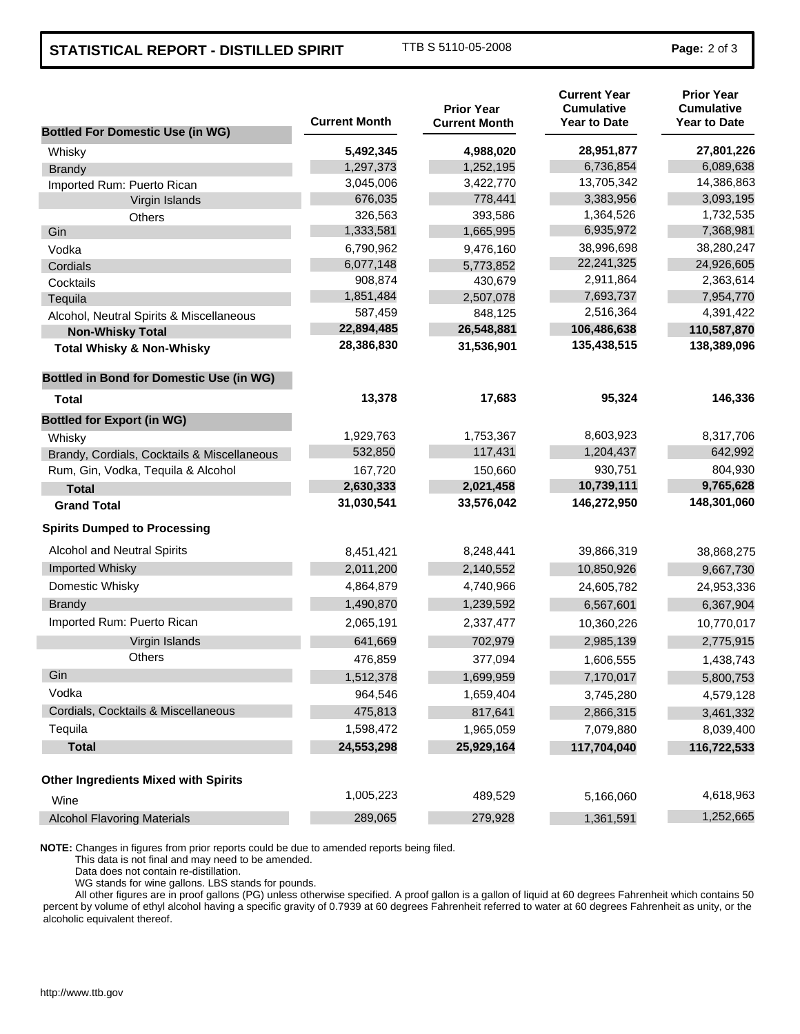# STATISTICAL REPORT - DISTILLED SPIRIT

TTB S 5110-05-2008

| | Current Month | Prior Year Current Month | Current Year Cumulative Year to Date | Prior Year Cumulative Year to Date |
|---|---|---|---|---|
| **Bottled For Domestic Use (in WG)** | | | | |
| Whisky | **5,492,345** | **4,988,020** | **28,951,877** | **27,801,226** |
| Brandy | 1,297,373 | 1,252,195 | 6,736,854 | 6,089,638 |
| Imported Rum: Puerto Rican | 3,045,006 | 3,422,770 | 13,705,342 | 14,386,863 |
| Virgin Islands | 676,035 | 778,441 | 3,383,956 | 3,093,195 |
| Others | 326,563 | 393,586 | 1,364,526 | 1,732,535 |
| Gin | 1,333,581 | 1,665,995 | 6,935,972 | 7,368,981 |
| Vodka | 6,790,962 | 9,476,160 | 38,996,698 | 38,280,247 |
| Cordials | 6,077,148 | 5,773,852 | 22,241,325 | 24,926,605 |
| Cocktails | 908,874 | 430,679 | 2,911,864 | 2,363,614 |
| Tequila | 1,851,484 | 2,507,078 | 7,693,737 | 7,954,770 |
| Alcohol, Neutral Spirits & Miscellaneous | 587,459 | 848,125 | 2,516,364 | 4,391,422 |
| **Non-Whisky Total** | **22,894,485** | **26,548,881** | **106,486,638** | **110,587,870** |
| **Total Whisky & Non-Whisky** | **28,386,830** | **31,536,901** | **135,438,515** | **138,389,096** |
| **Bottled in Bond for Domestic Use (in WG)** | | | | |
| **Total** | **13,378** | **17,683** | **95,324** | **146,336** |
| **Bottled for Export (in WG)** | | | | |
| Whisky | 1,929,763 | 1,753,367 | 8,603,923 | 8,317,706 |
| Brandy, Cordials, Cocktails & Miscellaneous | 532,850 | 117,431 | 1,204,437 | 642,992 |
| Rum, Gin, Vodka, Tequila & Alcohol | 167,720 | 150,660 | 930,751 | 804,930 |
| **Total** | **2,630,333** | **2,021,458** | **10,739,111** | **9,765,628** |
| **Grand Total** | **31,030,541** | **33,576,042** | **146,272,950** | **148,301,060** |
| **Spirits Dumped to Processing** | | | | |
| Alcohol and Neutral Spirits | 8,451,421 | 8,248,441 | 39,866,319 | 38,868,275 |
| Imported Whisky | 2,011,200 | 2,140,552 | 10,850,926 | 9,667,730 |
| Domestic Whisky | 4,864,879 | 4,740,966 | 24,605,782 | 24,953,336 |
| Brandy | 1,490,870 | 1,239,592 | 6,567,601 | 6,367,904 |
| Imported Rum: Puerto Rican | 2,065,191 | 2,337,477 | 10,360,226 | 10,770,017 |
| Virgin Islands | 641,669 | 702,979 | 2,985,139 | 2,775,915 |
| Others | 476,859 | 377,094 | 1,606,555 | 1,438,743 |
| Gin | 1,512,378 | 1,699,959 | 7,170,017 | 5,800,753 |
| Vodka | 964,546 | 1,659,404 | 3,745,280 | 4,579,128 |
| Cordials, Cocktails & Miscellaneous | 475,813 | 817,641 | 2,866,315 | 3,461,332 |
| Tequila | 1,598,472 | 1,965,059 | 7,079,880 | 8,039,400 |
| **Total** | **24,553,298** | **25,929,164** | **117,704,040** | **116,722,533** |
| **Other Ingredients Mixed with Spirits** | | | | |
| Wine | 1,005,223 | 489,529 | 5,166,060 | 4,618,963 |
| Alcohol Flavoring Materials | 289,065 | 279,928 | 1,361,591 | 1,252,665 |

**NOTE:** Changes in figures from prior reports could be due to amended reports being filed.
This data is not final and may need to be amended.
Data does not contain re-distillation.
WG stands for wine gallons. LBS stands for pounds.
All other figures are in proof gallons (PG) unless otherwise specified. A proof gallon is a gallon of liquid at 60 degrees Fahrenheit which contains 50 percent by volume of ethyl alcohol having a specific gravity of 0.7939 at 60 degrees Fahrenheit referred to water at 60 degrees Fahrenheit as unity, or the alcoholic equivalent thereof.

http://www.ttb.gov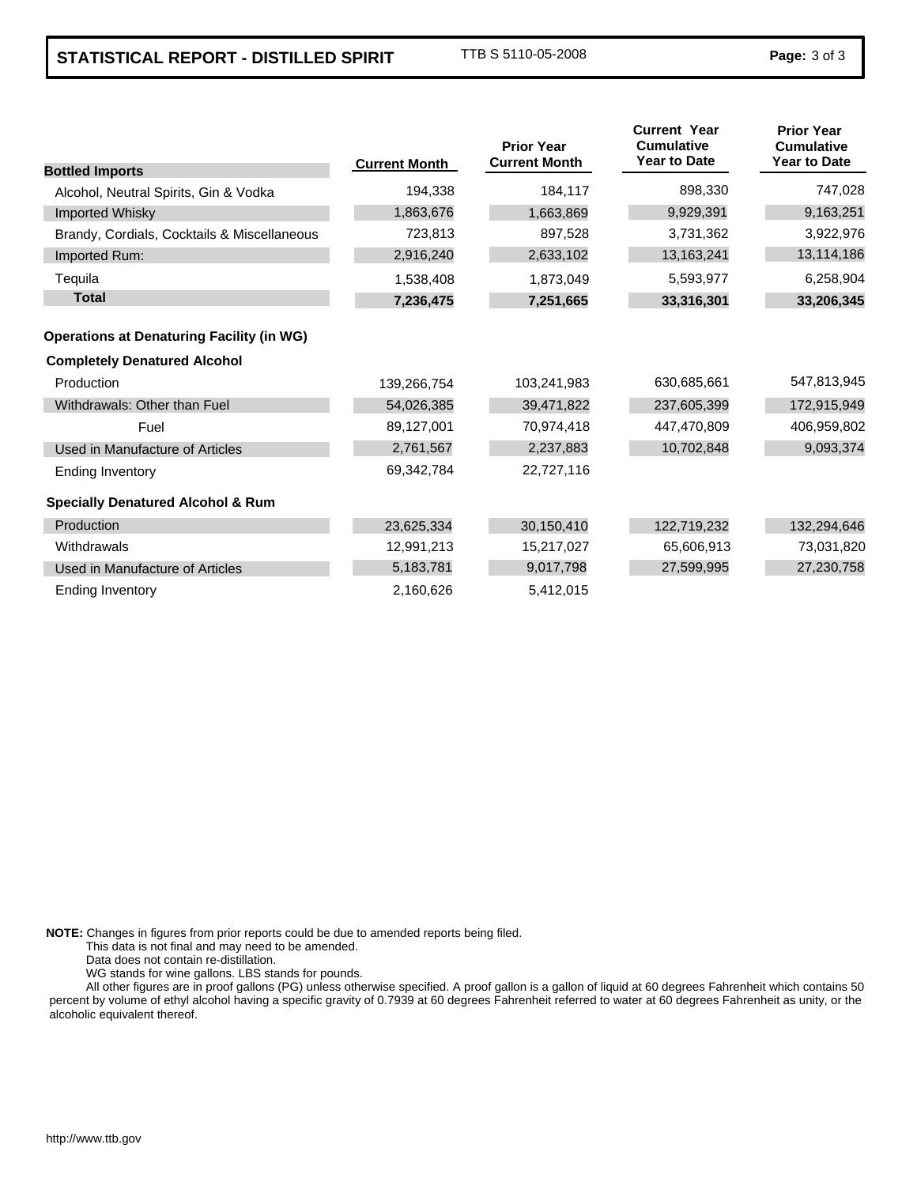## STATISTICAL REPORT - DISTILLED SPIRIT

TTB S 5110-05-2008

| Bottled Imports | Current Month | Prior Year Current Month | Current Year Cumulative Year to Date | Prior Year Cumulative Year to Date |
|---|---|---|---|---|
| Alcohol, Neutral Spirits, Gin & Vodka | 194,338 | 184,117 | 898,330 | 747,028 |
| Imported Whisky | 1,863,676 | 1,663,869 | 9,929,391 | 9,163,251 |
| Brandy, Cordials, Cocktails & Miscellaneous | 723,813 | 897,528 | 3,731,362 | 3,922,976 |
| Imported Rum: | 2,916,240 | 2,633,102 | 13,163,241 | 13,114,186 |
| Tequila | 1,538,408 | 1,873,049 | 5,593,977 | 6,258,904 |
| **Total** | **7,236,475** | **7,251,665** | **33,316,301** | **33,206,345** |
| **Operations at Denaturing Facility (in WG)** | | | | |
| **Completely Denatured Alcohol** | | | | |
| Production | 139,266,754 | 103,241,983 | 630,685,661 | 547,813,945 |
| Withdrawals: Other than Fuel | 54,026,385 | 39,471,822 | 237,605,399 | 172,915,949 |
| Fuel | 89,127,001 | 70,974,418 | 447,470,809 | 406,959,802 |
| Used in Manufacture of Articles | 2,761,567 | 2,237,883 | 10,702,848 | 9,093,374 |
| Ending Inventory | 69,342,784 | 22,727,116 | | |
| **Specially Denatured Alcohol & Rum** | | | | |
| Production | 23,625,334 | 30,150,410 | 122,719,232 | 132,294,646 |
| Withdrawals | 12,991,213 | 15,217,027 | 65,606,913 | 73,031,820 |
| Used in Manufacture of Articles | 5,183,781 | 9,017,798 | 27,599,995 | 27,230,758 |
| Ending Inventory | 2,160,626 | 5,412,015 | | |

**NOTE:** Changes in figures from prior reports could be due to amended reports being filed.
This data is not final and may need to be amended.
Data does not contain re-distillation.
WG stands for wine gallons. LBS stands for pounds.
All other figures are in proof gallons (PG) unless otherwise specified. A proof gallon is a gallon of liquid at 60 degrees Fahrenheit which contains 50 percent by volume of ethyl alcohol having a specific gravity of 0.7939 at 60 degrees Fahrenheit referred to water at 60 degrees Fahrenheit as unity, or the alcoholic equivalent thereof.

http://www.ttb.gov